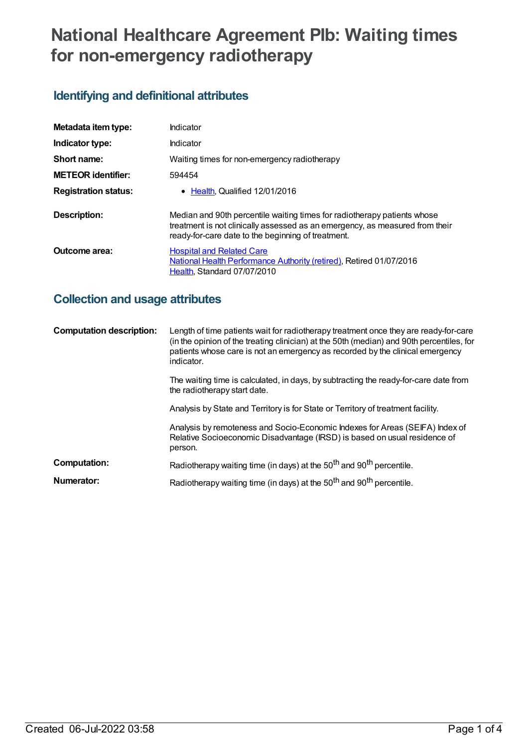# National Healthcare Agreement PIb: Waiting times for non-emergency radiotherapy

## Identifying and definitional attributes

| | |
|---|---|
| **Metadata item type:** | Indicator |
| **Indicator type:** | Indicator |
| **Short name:** | Waiting times for non-emergency radiotherapy |
| **METEOR identifier:** | 594454 |
| **Registration status:** | • Health, Qualified 12/01/2016 |
| **Description:** | Median and 90th percentile waiting times for radiotherapy patients whose treatment is not clinically assessed as an emergency, as measured from their ready-for-care date to the beginning of treatment. |
| **Outcome area:** | Hospital and Related Care<br>National Health Performance Authority (retired), Retired 01/07/2016<br>Health, Standard 07/07/2010 |

## Collection and usage attributes

| | |
|---|---|
| **Computation description:** | Length of time patients wait for radiotherapy treatment once they are ready-for-care (in the opinion of the treating clinician) at the 50th (median) and 90th percentiles, for patients whose care is not an emergency as recorded by the clinical emergency indicator.<br><br>The waiting time is calculated, in days, by subtracting the ready-for-care date from the radiotherapy start date.<br><br>Analysis by State and Territory is for State or Territory of treatment facility.<br><br>Analysis by remoteness and Socio-Economic Indexes for Areas (SEIFA) Index of Relative Socioeconomic Disadvantage (IRSD) is based on usual residence of person. |
| **Computation:** | Radiotherapy waiting time (in days) at the $50^{th}$ and $90^{th}$ percentile. |
| **Numerator:** | Radiotherapy waiting time (in days) at the $50^{th}$ and $90^{th}$ percentile. |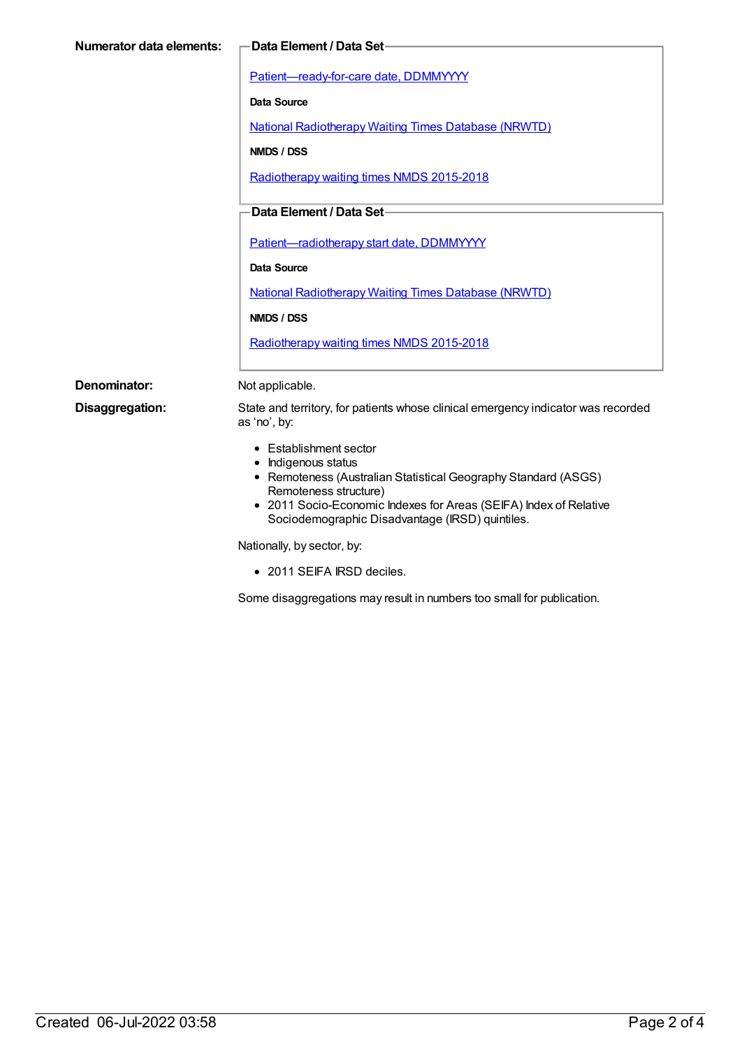**Numerator data elements:**

**Data Element / Data Set**

Patient—ready-for-care date, DDMMYYYY

**Data Source**

National Radiotherapy Waiting Times Database (NRWTD)

**NMDS / DSS**

Radiotherapy waiting times NMDS 2015-2018

**Data Element / Data Set**

Patient—radiotherapy start date, DDMMYYYY

**Data Source**

National Radiotherapy Waiting Times Database (NRWTD)

**NMDS / DSS**

Radiotherapy waiting times NMDS 2015-2018

**Denominator:** Not applicable.

**Disaggregation:** State and territory, for patients whose clinical emergency indicator was recorded as 'no', by:

- Establishment sector
- Indigenous status
- Remoteness (Australian Statistical Geography Standard (ASGS) Remoteness structure)
- 2011 Socio-Economic Indexes for Areas (SEIFA) Index of Relative Sociodemographic Disadvantage (IRSD) quintiles.

Nationally, by sector, by:

- 2011 SEIFA IRSD deciles.

Some disaggregations may result in numbers too small for publication.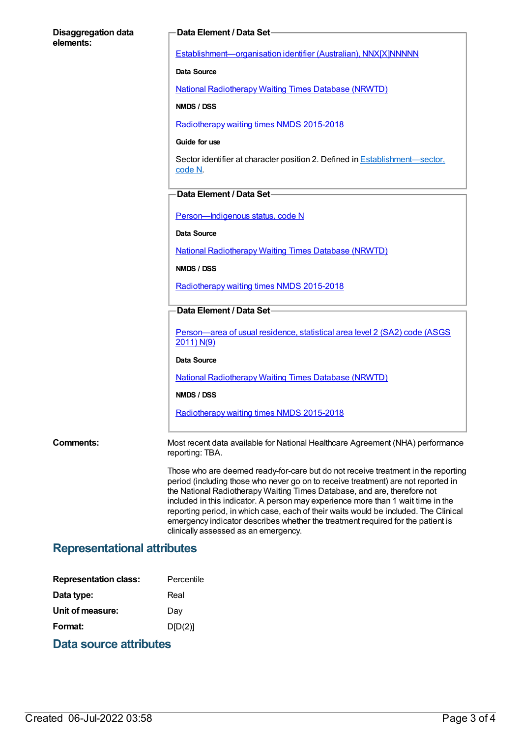**Disaggregation data elements:**

**Data Element / Data Set**

Establishment—organisation identifier (Australian), NNX[X]NNNNN

**Data Source**

National Radiotherapy Waiting Times Database (NRWTD)

**NMDS / DSS**

Radiotherapy waiting times NMDS 2015-2018

**Guide for use**

Sector identifier at character position 2. Defined in Establishment—sector, code N.

**Data Element / Data Set**

Person—Indigenous status, code N

**Data Source**

National Radiotherapy Waiting Times Database (NRWTD)

**NMDS / DSS**

Radiotherapy waiting times NMDS 2015-2018

**Data Element / Data Set**

Person—area of usual residence, statistical area level 2 (SA2) code (ASGS 2011) N(9)

**Data Source**

National Radiotherapy Waiting Times Database (NRWTD)

**NMDS / DSS**

Radiotherapy waiting times NMDS 2015-2018

**Comments:**

Most recent data available for National Healthcare Agreement (NHA) performance reporting: TBA.

Those who are deemed ready-for-care but do not receive treatment in the reporting period (including those who never go on to receive treatment) are not reported in the National Radiotherapy Waiting Times Database, and are, therefore not included in this indicator. A person may experience more than 1 wait time in the reporting period, in which case, each of their waits would be included. The Clinical emergency indicator describes whether the treatment required for the patient is clinically assessed as an emergency.

## Representational attributes

**Representation class:** Percentile

**Data type:** Real

**Unit of measure:** Day

**Format:** D[D(2)]

## Data source attributes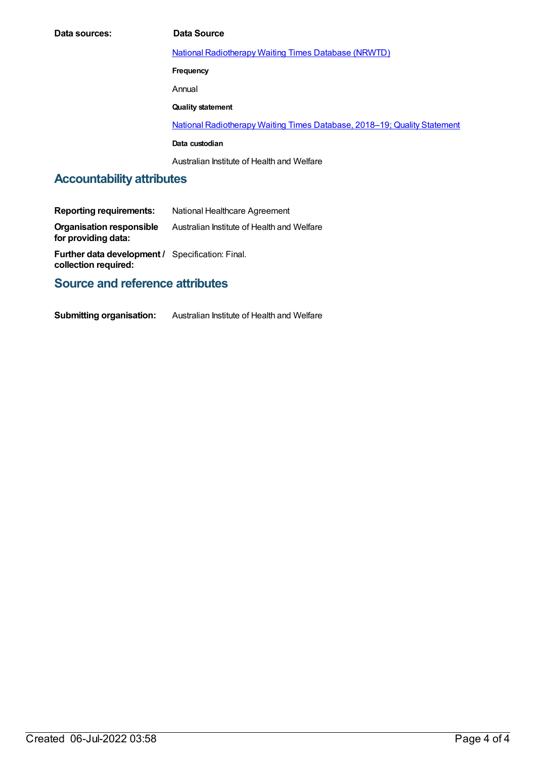**Data sources:**

**Data Source**

[National Radiotherapy Waiting Times Database (NRWTD)]

**Frequency**

Annual

**Quality statement**

[National Radiotherapy Waiting Times Database, 2018–19; Quality Statement]

**Data custodian**

Australian Institute of Health and Welfare

## Accountability attributes

**Reporting requirements:** National Healthcare Agreement

**Organisation responsible for providing data:** Australian Institute of Health and Welfare

**Further data development / collection required:** Specification: Final.

## Source and reference attributes

**Submitting organisation:** Australian Institute of Health and Welfare